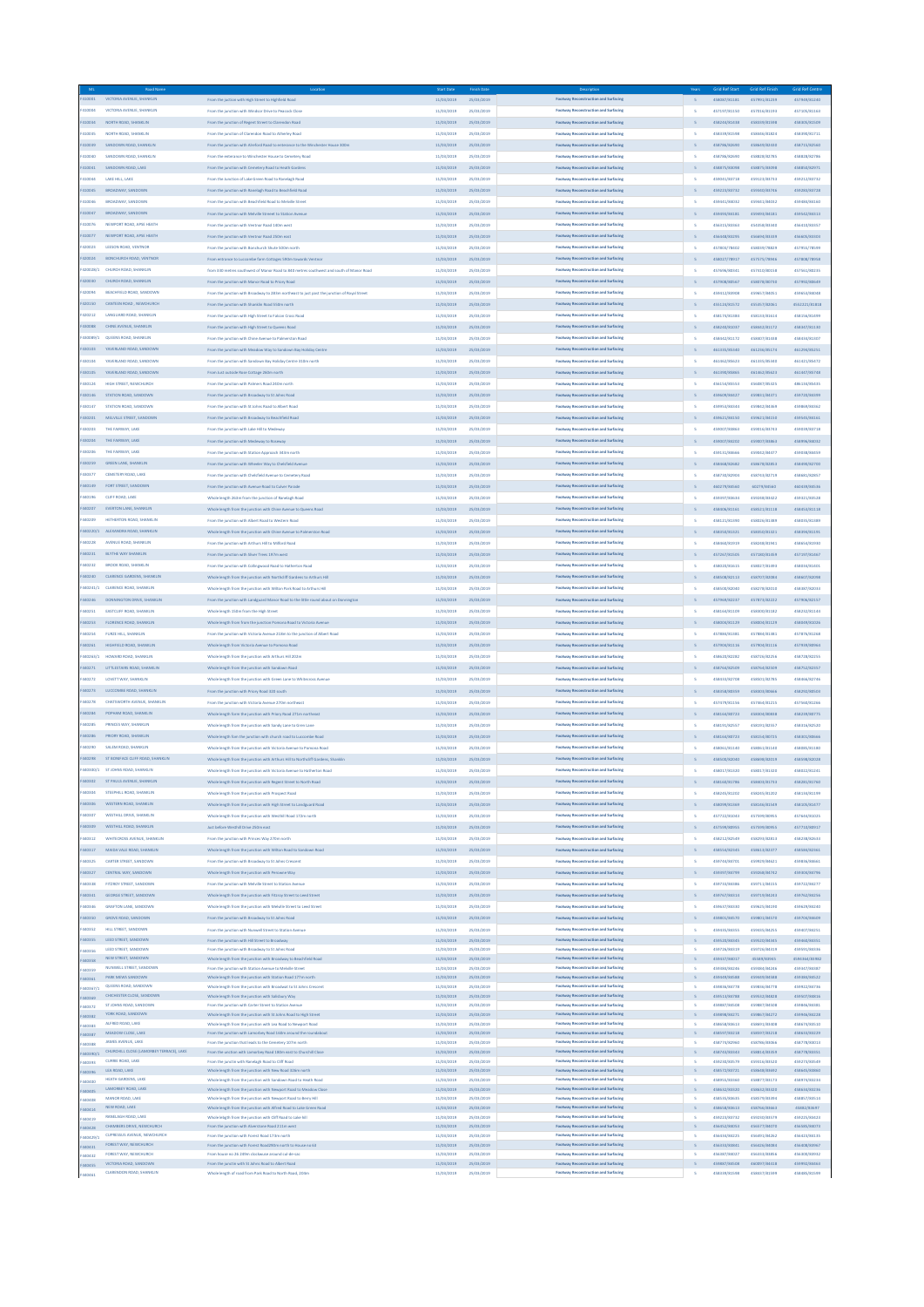| REF | Road Name | Location | Start Date | Finish Date | Description | Years | Grid Ref Start | Grid Ref Finish | Grid Ref Centre |
|---|---|---|---|---|---|---|---|---|---|
| F330092 | VICTORIA AVENUE, SHANKLIN | From the junction with High Street to Highfield Road | 11/03/2019 | 25/03/2019 | Footway Reconstruction and Surfacing | 5 | | | |
| F330066 | VICTORIA AVENUE, SHANKLIN | From the junction with Windsor Drive to Peacock Close | 11/03/2019 | 25/03/2019 | Footway Reconstruction and Surfacing | 5 | | | |
| F330034 | NORTH ROAD, SHANKLIN | From the junction of Regent Street to Clarendon Road | 11/03/2019 | 25/03/2019 | Footway Reconstruction and Surfacing | 5 | | | |
| F330035 | NORTH ROAD, SHANKLIN | From the junction of Clarendon Road to Atherley Road | 11/03/2019 | 25/03/2019 | Footway Reconstruction and Surfacing | 5 | | | |
| F330039 | SANDOWN ROAD, SHANKLIN | From the junction with Atherley Road to entrance to the Winchester House 60m | 11/03/2019 | 25/03/2019 | Footway Reconstruction and Surfacing | 5 | | | |
| F330040 | SANDOWN ROAD, SHANKLIN | From the entrance to Winchester House to Cemetery Road | 11/03/2019 | 25/03/2019 | Footway Reconstruction and Surfacing | 5 | | | |
| F330041 | SANDOWN ROAD, LAKE | From the junction with Cemetery Road to Heath Gardens | 11/03/2019 | 25/03/2019 | Footway Reconstruction and Surfacing | 5 | | | |
| F330044 | LAKE HILL, LAKE | From the Junction of Lake Green Road to Ranelagh Road | 11/03/2019 | 25/03/2019 | Footway Reconstruction and Surfacing | 5 | | | |
| F330045 | BROADWAY, SANDOWN | From the junction with Ranelagh Road to Beachfield Road | 11/03/2019 | 25/03/2019 | Footway Reconstruction and Surfacing | 5 | | | |
| F330046 | BROADWAY, SANDOWN | From the junction with Beachfield Road to Melville Street | 11/03/2019 | 25/03/2019 | Footway Reconstruction and Surfacing | 5 | | | |
| F330047 | BROADWAY, SANDOWN | From the junction with Melville Street to Station Avenue | 11/03/2019 | 25/03/2019 | Footway Reconstruction and Surfacing | 5 | | | |
| F330076 | NEWPORT ROAD, APSE HEATH | From the junction with Ventnor Road 180m west | 11/03/2019 | 25/03/2019 | Footway Reconstruction and Surfacing | 5 | | | |
| F330077 | NEWPORT ROAD, APSE HEATH | From the junction with Ventnor Road 250m west | 11/03/2019 | 25/03/2019 | Footway Reconstruction and Surfacing | 5 | | | |
| F330023 | LUSSON ROAD, VENTNOR | From the junction with Bonchurch Shute 500m north | 11/03/2019 | 25/03/2019 | Footway Reconstruction and Surfacing | 5 | | | |
| F330024 | BONCHURCH ROAD, VENTNOR | From entrance to Luccombe farm cottages 585m towards Ventnor | 11/03/2019 | 25/03/2019 | Footway Reconstruction and Surfacing | 5 | | | |
| F330080/1 | CHURCH ROAD, SHANKLIN | from 430 metres southwest of Manor Road to 840 metres southwest and south of Manor Road | 11/03/2019 | 25/03/2019 | Footway Reconstruction and Surfacing | 5 | | | |
| F330081 | CHURCH ROAD, SHANKLIN | From the junction with Manor Road to Priory Road | 11/03/2019 | 25/03/2019 | Footway Reconstruction and Surfacing | 5 | | | |
| F330094 | BEACHFIELD ROAD, SANDOWN | From the junction with Broadway to 284m northeast to just past the junction of Royal Street | 11/03/2019 | 25/03/2019 | Footway Reconstruction and Surfacing | 5 | | | |
| F330150 | CANTEEN ROAD, NEWCHURCH | From the junction with Shanklin Road 344m north | 11/03/2019 | 25/03/2019 | Footway Reconstruction and Surfacing | 5 | | | |
| F330112 | LANDGUARD ROAD, SHANKLIN | From the junction with High Street to Falcon Cross Road | 11/03/2019 | 25/03/2019 | Footway Reconstruction and Surfacing | 5 | | | |
| F330088 | CHINE AVENUE, SHANKLIN | From the junction with High Street to Queens Road | 11/03/2019 | 25/03/2019 | Footway Reconstruction and Surfacing | 5 | | | |
| F330089/1 | QUEENS ROAD, SHANKLIN | From the junction with Chine Avenue to Palmerston Road | 11/03/2019 | 25/03/2019 | Footway Reconstruction and Surfacing | 5 | | | |
| F330133 | YAVERLAND ROAD, SANDOWN | From the junction with Meadow Way to Sandown Bay Holiday Centre | 11/03/2019 | 25/03/2019 | Footway Reconstruction and Surfacing | 5 | | | |
| F330134 | YAVERLAND ROAD, SANDOWN | From the junction with Sandown Bay Holiday Centre 318m north | 11/03/2019 | 25/03/2019 | Footway Reconstruction and Surfacing | 5 | | | |
| F330135 | YAVERLAND ROAD, SANDOWN | From just outside Rose Cottage 260m north | 11/03/2019 | 25/03/2019 | Footway Reconstruction and Surfacing | 5 | | | |
| F330124 | HIGH STREET, NEWCHURCH | From the junction with Palmers Road 260m north | 11/03/2019 | 25/03/2019 | Footway Reconstruction and Surfacing | 5 | | | |
| F330136 | STATION ROAD, SANDOWN | From the junction with Broadway to St Johns Road | 11/03/2019 | 25/03/2019 | Footway Reconstruction and Surfacing | 5 | | | |
| F330137 | STATION ROAD, SANDOWN | From the junction with St Johns Road to Albert Road | 11/03/2019 | 25/03/2019 | Footway Reconstruction and Surfacing | 5 | | | |
| F330201 | MELVILLE STREET, SANDOWN | From the junction with Broadway to Beachfield Road | 11/03/2019 | 25/03/2019 | Footway Reconstruction and Surfacing | 5 | | | |
| F330203 | THE FAIRWAY, LAKE | From the junction with Lake Hill to Medeway | 11/03/2019 | 25/03/2019 | Footway Reconstruction and Surfacing | 5 | | | |
| F330204 | THE FAIRWAY, LAKE | From the junction with Medeway to Rowway | 11/03/2019 | 25/03/2019 | Footway Reconstruction and Surfacing | 5 | | | |
| F330206 | THE FAIRWAY, LAKE | From the junction with Station Approach 469m north | 11/03/2019 | 25/03/2019 | Footway Reconstruction and Surfacing | 5 | | | |
| F330210 | GREEN LANE, SHANKLIN | From the junction with Wheeler Way to Sheffield Avenue | 11/03/2019 | 25/03/2019 | Footway Reconstruction and Surfacing | 5 | | | |
| F330177 | CEMETERY ROAD, LAKE | From the junction with Sheffield Avenue to Cemetery Road | 11/03/2019 | 25/03/2019 | Footway Reconstruction and Surfacing | 5 | | | |
| F330180 | FORT STREET, SANDOWN | From the junction with Avenue Road to Culver Parade | 11/03/2019 | 25/03/2019 | Footway Reconstruction and Surfacing | 5 | | | |
| F330196 | CLIFF ROAD, LAKE | Whole length 263m from the junction of Ranelagh Road | 11/03/2019 | 25/03/2019 | Footway Reconstruction and Surfacing | 5 | | | |
| F330207 | EVERTON LANE, SHANKLIN | From the junction with Chine Avenue to Queens Road | 11/03/2019 | 25/03/2019 | Footway Reconstruction and Surfacing | 5 | | | |
| F330209 | HITHERTON ROAD, SHANKLIN | From the junction with Albert Road to Western Road | 11/03/2019 | 25/03/2019 | Footway Reconstruction and Surfacing | 5 | | | |
| F330220/1 | ALEXANDRA ROAD, SHANKLIN | Whole length from the junction with Chine Avenue to Palmerston Road | 11/03/2019 | 25/03/2019 | Footway Reconstruction and Surfacing | 5 | | | |
| F330228 | AVENUE ROAD, SHANKLIN | From the junction with Arthurs Hill to Milford Road | 11/03/2019 | 25/03/2019 | Footway Reconstruction and Surfacing | 5 | | | |
| F330231 | BLYTHE WAY SHANKLIN | From the junction with Silver Trees 197m west | 11/03/2019 | 25/03/2019 | Footway Reconstruction and Surfacing | 5 | | | |
| F330232 | BROOK ROAD, SHANKLIN | From the junction with Collingwood Road to Hatherton Road | 11/03/2019 | 25/03/2019 | Footway Reconstruction and Surfacing | 5 | | | |
| F330230 | CLARENCE GARDENS, SHANKLIN | Whole length from the junction with Northcliff Gardens to Arthurs Hill | 11/03/2019 | 25/03/2019 | Footway Reconstruction and Surfacing | 5 | | | |
| F330231/1 | CLARENCE ROAD, SHANKLIN | Whole length from the junction with Wilton Park Road to Arthurs Hill | 11/03/2019 | 25/03/2019 | Footway Reconstruction and Surfacing | 5 | | | |
| F330236 | DONNINGTON DRIVE, SHANKLIN | From the junction with Landguard Manor Road to the 90m round about on Donnington | 11/03/2019 | 25/03/2019 | Footway Reconstruction and Surfacing | 5 | | | |
| F330251 | EASTCLIFF ROAD, SHANKLIN | Whole length 160m from the High Street | 11/03/2019 | 25/03/2019 | Footway Reconstruction and Surfacing | 5 | | | |
| F330255 | FLORENCE ROAD, SHANKLIN | Whole length from from the junction Pomona Road to Victoria Avenue | 11/03/2019 | 25/03/2019 | Footway Reconstruction and Surfacing | 5 | | | |
| F330254 | FURZE HILL, SHANKLIN | From the junction with Victoria Avenue 218m to the junction of Albert Road | 11/03/2019 | 25/03/2019 | Footway Reconstruction and Surfacing | 5 | | | |
| F330261 | HIGHFIELD ROAD, SHANKLIN | Whole length from Victoria Avenue to Pomona Road | 11/03/2019 | 25/03/2019 | Footway Reconstruction and Surfacing | 5 | | | |
| F330263/1 | HOWARD ROAD, SHANKLIN | Whole length from the junction with Arthurs Hill 202m | 11/03/2019 | 25/03/2019 | Footway Reconstruction and Surfacing | 5 | | | |
| F330271 | LITTLESTAIRS ROAD, SHANKLIN | Whole length from the junction with Sandown Road | 11/03/2019 | 25/03/2019 | Footway Reconstruction and Surfacing | 5 | | | |
| F330272 | LOVETT WAY, SHANKLIN | Whole length from the junction with Green Lane to Whitecross Avenue | 11/03/2019 | 25/03/2019 | Footway Reconstruction and Surfacing | 5 | | | |
| F330273 | LUCCOMBE ROAD, SHANKLIN | From the junction with Priory Road 320 south | 11/03/2019 | 25/03/2019 | Footway Reconstruction and Surfacing | 5 | | | |
| F330278 | CHATSWORTH AVENUE, SHANKLIN | From the junction with Victoria Avenue 270m northwest | 11/03/2019 | 25/03/2019 | Footway Reconstruction and Surfacing | 5 | | | |
| F330284 | POPHAM ROAD, SHANKLIN | Whole length from the junction with Priory Road 271m northeast | 11/03/2019 | 25/03/2019 | Footway Reconstruction and Surfacing | 5 | | | |
| F330285 | PRINCES WAY, SHANKLIN | Whole length from the junction with Sandy Lane to Grove Lane | 11/03/2019 | 25/03/2019 | Footway Reconstruction and Surfacing | 5 | | | |
| F330286 | PRIORY ROAD, SHANKLIN | Whole length from the junction with church road to Luccombe Road | 11/03/2019 | 25/03/2019 | Footway Reconstruction and Surfacing | 5 | | | |
| F330293 | SALEM ROAD, SHANKLIN | Whole length from the junction with Victoria Avenue to Pomona Road | 11/03/2019 | 25/03/2019 | Footway Reconstruction and Surfacing | 5 | | | |
| F330298 | ST BONIFACE CLIFF ROAD, SHANKLIN | Whole length from the junction with Arthurs Hill to Northcliff Gardens, Shanklin | 11/03/2019 | 25/03/2019 | Footway Reconstruction and Surfacing | 5 | | | |
| F330300/1 | ST JOHNS ROAD, SHANKLIN | Whole length from the junction with Victoria Avenue to Hatherton Road | 11/03/2019 | 25/03/2019 | Footway Reconstruction and Surfacing | 5 | | | |
| F330302 | ST PAULS AVENUE, SHANKLIN | Whole length from the junction with Regent Street to North Road | 11/03/2019 | 25/03/2019 | Footway Reconstruction and Surfacing | 5 | | | |
| F330304 | STEEPHILL ROAD, SHANKLIN | Whole length from the junction with Prospect Road | 11/03/2019 | 25/03/2019 | Footway Reconstruction and Surfacing | 5 | | | |
| F330306 | WESTERN ROAD, SHANKLIN | Whole length from the junction with High Street to Landguard Road | 11/03/2019 | 25/03/2019 | Footway Reconstruction and Surfacing | 5 | | | |
| F330307 | WESTHILL DRIVE, SHANKLIN | Whole length from the junction with Westhill Road 173m north | 11/03/2019 | 25/03/2019 | Footway Reconstruction and Surfacing | 5 | | | |
| F330309 | WESTHILL ROAD, SHANKLIN | Just before Westhill Drive 250m east | 11/03/2019 | 25/03/2019 | Footway Reconstruction and Surfacing | 5 | | | |
| F330312 | WHITECROSS AVENUE, SHANKLIN | From the junction with Princes Way 270m north | 11/03/2019 | 25/03/2019 | Footway Reconstruction and Surfacing | 5 | | | |
| F330317 | MAIDA VALE ROAD, SHANKLIN | Whole length from the junction with Wilton Road to Sandown Road | 11/03/2019 | 25/03/2019 | Footway Reconstruction and Surfacing | 5 | | | |
| F330325 | CARTER STREET, SANDOWN | From the junction with Broadway to St Johns Crescent | 11/03/2019 | 25/03/2019 | Footway Reconstruction and Surfacing | 5 | | | |
| F330327 | CENTRAL WAY, SANDOWN | Whole length from the junction with Perowne Way | 11/03/2019 | 25/03/2019 | Footway Reconstruction and Surfacing | 5 | | | |
| F330330 | FITZROY STREET, SANDOWN | From the junction with Melville Street to Station Avenue | 11/03/2019 | 25/03/2019 | Footway Reconstruction and Surfacing | 5 | | | |
| F330331 | GEORGE STREET, SANDOWN | Whole length from the junction with Fitzroy Street to Leed Street | 11/03/2019 | 25/03/2019 | Footway Reconstruction and Surfacing | 5 | | | |
| F330336 | GRAFTON LANE, SANDOWN | Whole length from the junction with Melville Street to Leed Street | 11/03/2019 | 25/03/2019 | Footway Reconstruction and Surfacing | 5 | | | |
| F330350 | GROVE ROAD, SANDOWN | From the junction with Broadway to St Johns Road | 11/03/2019 | 25/03/2019 | Footway Reconstruction and Surfacing | 5 | | | |
| F330352 | HILL STREET, SANDOWN | From the junction with Nunwell Street to Station Avenue | 11/03/2019 | 25/03/2019 | Footway Reconstruction and Surfacing | 5 | | | |
| F330355 | LEED STREET, SANDOWN | From the junction with Hill Street to Broadway | 11/03/2019 | 25/03/2019 | Footway Reconstruction and Surfacing | 5 | | | |
| F330356 | LEED STREET, SANDOWN | From the junction with Broadway to St Johns Road | 11/03/2019 | 25/03/2019 | Footway Reconstruction and Surfacing | 5 | | | |
| F330358 | NEW STREET, SANDOWN | Whole length from the junction with Broadway to Beachfield Road | 11/03/2019 | 25/03/2019 | Footway Reconstruction and Surfacing | 5 | | | |
| F330359 | NUNWELL STREET, SANDOWN | From the junction with Station Avenue to Melville Street | 11/03/2019 | 25/03/2019 | Footway Reconstruction and Surfacing | 5 | | | |
| F330361 | PARK MEWS SANDOWN | Whole length from the junction with Station Road 177m north | 11/03/2019 | 25/03/2019 | Footway Reconstruction and Surfacing | 5 | | | |
| F330367/1 | QUEENS ROAD, SANDOWN | Whole length from the junction with Broadway to St Johns Crescent | 11/03/2019 | 25/03/2019 | Footway Reconstruction and Surfacing | 5 | | | |
| F330369 | CHICHESTER CLOSE, SANDOWN | Whole length from the junction with Salisbury Way | 11/03/2019 | 25/03/2019 | Footway Reconstruction and Surfacing | 5 | | | |
| F330372 | ST JOHNS ROAD, SANDOWN | From the junction with Carter Street to Station Avenue | 11/03/2019 | 25/03/2019 | Footway Reconstruction and Surfacing | 5 | | | |
| F330382 | YORK ROAD, SANDOWN | Whole length from the junction with St Johns Road to High Street | 11/03/2019 | 25/03/2019 | Footway Reconstruction and Surfacing | 5 | | | |
| F330383 | ALFRED ROAD, LAKE | Whole length from the junction with Lea Road to Newport Road | 11/03/2019 | 25/03/2019 | Footway Reconstruction and Surfacing | 5 | | | |
| F330387 | MEADOW CLOSE, LAKE | Whole length from the junction with Lawnsbey Road 168m around the roundabout | 11/03/2019 | 25/03/2019 | Footway Reconstruction and Surfacing | 5 | | | |
| F330388 | JAMES AVENUE, LAKE | From the junction that leads to the Cemetery 107m north | 11/03/2019 | 25/03/2019 | Footway Reconstruction and Surfacing | 5 | | | |
| F330392/1 | CHURCHILL CLOSE (LAWNSBEY TERRACE), LAKE | From the junction with Lawnsbey Road 180m east to Churchill Close | 11/03/2019 | 25/03/2019 | Footway Reconstruction and Surfacing | 5 | | | |
| F330393 | CLIFFE ROAD, LAKE | From the junction with Ranelagh Road to Cliff Road | 11/03/2019 | 25/03/2019 | Footway Reconstruction and Surfacing | 5 | | | |
| F330396 | LEA ROAD, LAKE | Whole length from the junction with New Road 308m north | 11/03/2019 | 25/03/2019 | Footway Reconstruction and Surfacing | 5 | | | |
| F330393 | HEATH GARDENS, LAKE | Whole length from the junction with Sandown Road to Heath Road | 11/03/2019 | 25/03/2019 | Footway Reconstruction and Surfacing | 5 | | | |
| F330405 | LAWNSBEY ROAD, LAKE | Whole length from the junction with Newport Road to Meadow Close | 11/03/2019 | 25/03/2019 | Footway Reconstruction and Surfacing | 5 | | | |
| F330408 | MANOR ROAD, LAKE | Whole length from the junction with Newport Road to Berry Hill | 11/03/2019 | 25/03/2019 | Footway Reconstruction and Surfacing | 5 | | | |
| F330413 | NEW ROAD, LAKE | Whole length from the junction with Alfred Road to Lake Green Road | 11/03/2019 | 25/03/2019 | Footway Reconstruction and Surfacing | 5 | | | |
| F330419 | RANELAGH ROAD, LAKE | Whole length from the junction with Cliff Road to Lake Hill | 11/03/2019 | 25/03/2019 | Footway Reconstruction and Surfacing | 5 | | | |
| F330420 | CHAMBERS DRIVE, NEWCHURCH | From the junction with Alverstone Road 211m west | 11/03/2019 | 25/03/2019 | Footway Reconstruction and Surfacing | 5 | | | |
| F330429/1 | CYPRESSUS AVENUE, NEWCHURCH | From the junction with Forest Road 173m north | 11/03/2019 | 25/03/2019 | Footway Reconstruction and Surfacing | 5 | | | |
| F330431 | FOREST WAY, NEWCHURCH | From the junction with Forest Road 80m north to House no.84 | 11/03/2019 | 25/03/2019 | Footway Reconstruction and Surfacing | 5 | | | |
| F330432 | FOREST WAY, NEWCHURCH | From house no.26 249m clockwise around cul-de-sac | 11/03/2019 | 25/03/2019 | Footway Reconstruction and Surfacing | 5 | | | |
| F330335 | VICTORIA ROAD, SANDOWN | From the junction with St Johns Road to Albert Road | 11/03/2019 | 25/03/2019 | Footway Reconstruction and Surfacing | 5 | | | |
| F330461 | CLARENDON ROAD, SHANKLIN | Whole length of road from Park Road to North Road, 205m | 11/03/2019 | 25/03/2019 | Footway Reconstruction and Surfacing | 5 | | | |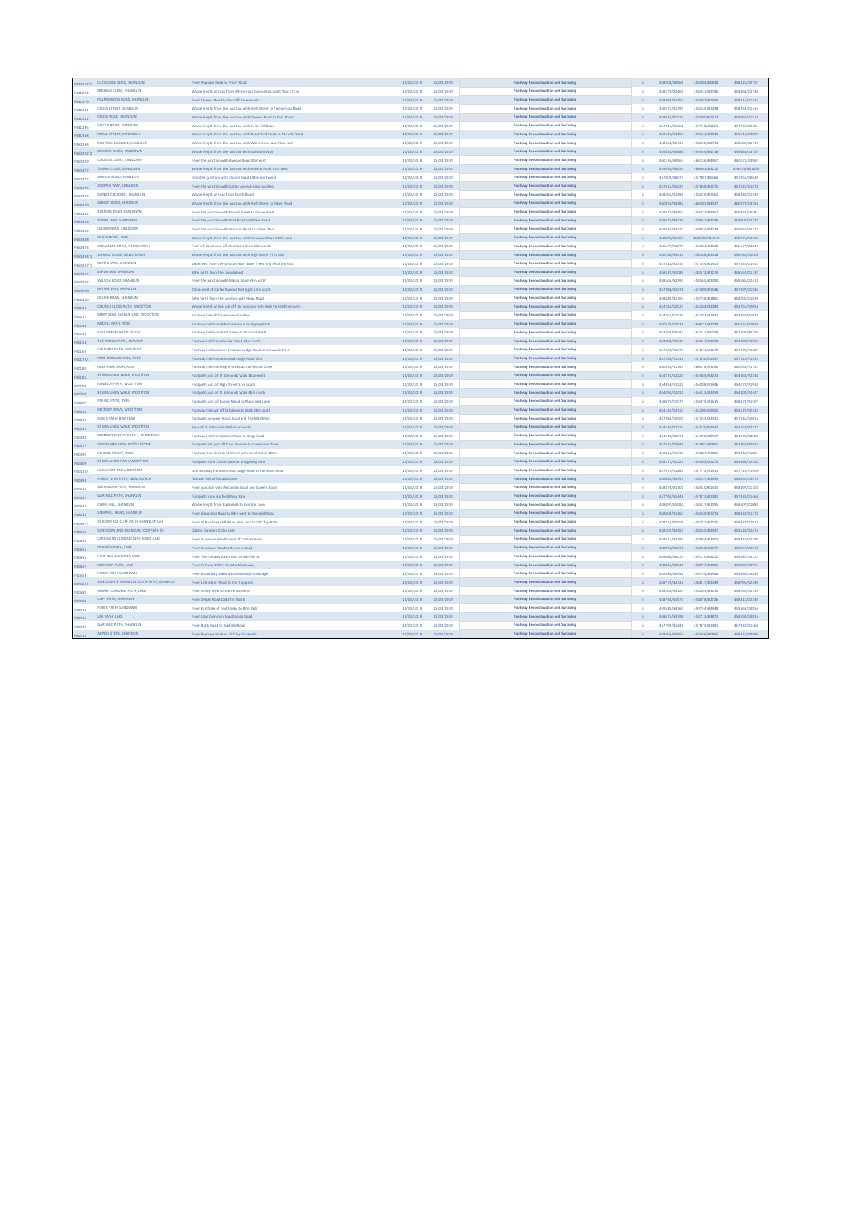| | | | | | | | | | |
|---|---|---|---|---|---|---|---|---|---|
| F303040/1 | LUCCOMBE ROAD, SHANKLIN | From Popham Road to Priory Road | 11/03/2019 | 25/03/2019 | Footway Reconstruction and Surfacing | S | 458303/80566 | 458303/80808 | 458323/80752 |
| F341272 | WINHAM CLOSE, SHANKLIN | Whole length of road from Whitecross Avenue to Lowtih Way 171m | 11/03/2019 | 25/03/2019 | Footway Reconstruction and Surfacing | S | 458278/82465 | 458011/82786 | 458364/82740 |
| F341279 | PALMERSTON ROAD, SHANKLIN | From Queens Road to Esplanade | 11/03/2019 | 25/03/2019 | Footway Reconstruction and Surfacing | S | 458387/81456 | 458487/81456 | 458415/81415 |
| F341281 | CROSS STREET, SHANKLIN | Whole length from the junction with High Street to Palmerston Road | 11/03/2019 | 25/03/2019 | Footway Reconstruction and Surfacing | S | 458275/81295 | 458254/81438 | 458259/81416 |
| F341282 | CROSS ROAD, SHANKLIN | Whole length from the junction with Queens Road to Park Road | 11/03/2019 | 25/03/2019 | Footway Reconstruction and Surfacing | S | 458435/81519 | 458503/81517 | 458467/81518 |
| F341295 | SIBDEN ROAD, SHANKLIN | Whole length from the junction with Furze Hill Road | 11/03/2019 | 25/03/2019 | Footway Reconstruction and Surfacing | S | 457855/81361 | 457718/81364 | 457749/81281 |
| F341308 | ROYAL STREET, SANDOWN | Whole length from the junction with Beachfield Road to Melville Road | 11/03/2019 | 25/03/2019 | Footway Reconstruction and Surfacing | S | 459561/84150 | 459661/84041 | 459561/84092 |
| F460294 | SCOTCHELLS CLOSE, SHANKLIN | Whole length from the junction with Whitecross Lane 75m east | 11/03/2019 | 25/03/2019 | Footway Reconstruction and Surfacing | S | 458064/82737 | 458228/82734 | 458102/82742 |
| F460322/2 | BISHOPS CLOSE, SANDOWN | Whole length from the junction with Salisbury Way | 11/03/2019 | 25/03/2019 | Footway Reconstruction and Surfacing | S | 459315/84686 | 459489/84714 | 459468/84752 |
| F460329 | COLLEGE CLOSE, SANDOWN | From the junction with Avenue Road 80m east | 11/03/2019 | 25/03/2019 | Footway Reconstruction and Surfacing | S | 460136/84967 | 460156/84967 | 460171/84962 |
| F460377 | TAMAR CLOSE, SANDOWN | Whole length from the junction with Avenue Road 51m west | 11/03/2019 | 25/03/2019 | Footway Reconstruction and Surfacing | S | 459914/85099 | 460003/85112 | 459978/85155 |
| F460472 | MANOR ROAD, SHANKLIN | from the junction with Church Road 140m northwest | 11/03/2019 | 25/03/2019 | Footway Reconstruction and Surfacing | S | 457802/80673 | 457807/80566 | 457905/80632 |
| F460475 | JOSEPHS WAY, SHANKLIN | From the junction with Carter Avenue 60m southeast | 11/03/2019 | 25/03/2019 | Footway Reconstruction and Surfacing | S | 457611/81623 | 457668/81575 | 457623/81574 |
| F460477 | SORDS CRESCENT, SHANKLIN | Whole length of road from North Road | 11/03/2019 | 25/03/2019 | Footway Reconstruction and Surfacing | S | 458265/81696 | 458329/81564 | 458283/81549 |
| F460478 | ALBION ROAD, SHANKLIN | Whole length from the junction with High Street to Albert Road | 11/03/2019 | 25/03/2019 | Footway Reconstruction and Surfacing | S | 460058/84382 | 460101/84427 | 460079/84453 |
| F460482 | STATION ROAD, SANDOWN | From the junction with Nunwell Street to Grove Road | 11/03/2019 | 25/03/2019 | Footway Reconstruction and Surfacing | S | 459377/84467 | 459377/84467 | 459338/84481 |
| F460484 | TOWN LANE, SANDOWN | From the junction with York Road to Wilkes Road | 11/03/2019 | 25/03/2019 | Footway Reconstruction and Surfacing | S | 459873/84219 | 459801/84264 | 459907/84237 |
| F460485 | UNION ROAD, SANDOWN | From the junction with St Johns Road to Wilkes Road | 11/03/2019 | 25/03/2019 | Footway Reconstruction and Surfacing | S | 459802/84237 | 459873/84229 | 459852/84228 |
| F460486 | HEATH ROAD, LAKE | Whole length from the junction with Sandown Road 145m east | 11/03/2019 | 25/03/2019 | Footway Reconstruction and Surfacing | S | 458490/83465 | 458740/83459 | 458878/83458 |
| F460493 | CHAMBERS DRIVE, NEWCHURCH | First left hand spur off Chambers Drive 60m south | 11/03/2019 | 25/03/2019 | Footway Reconstruction and Surfacing | S | 456577/88070 | 456566/88039 | 456577/88082 |
| F460494/1 | SCHOOL CLOSE, NEWCHURCH | Whole length from the junction with High Street 77m east | 11/03/2019 | 25/03/2019 | Footway Reconstruction and Surfacing | S | 456198/85416 | 456288/85416 | 456236/85433 |
| F460497/1 | BLYTHE WAY, SHANKLIN | 160m east from the junction with Silver Trees first left 33m east | 11/03/2019 | 25/03/2019 | Footway Reconstruction and Surfacing | S | 457326/82513 | 457354/82503 | 457342/82501 |
| F460502 | ESPLANADE SHANKLIN | 66m north from the roundabout | 11/03/2019 | 25/03/2019 | Footway Reconstruction and Surfacing | S | 458537/81089 | 458572/81173 | 458553/81132 |
| F460503 | WILTON ROAD, SHANKLIN | From the junction with Marda Road 69m south | 11/03/2019 | 25/03/2019 | Footway Reconstruction and Surfacing | S | 458565/82099 | 458565/82099 | 458565/82029 |
| F460509 | BLYTHE WAY, SHANKLIN | 192m west of Carter Avenue first right 33m south | 11/03/2019 | 25/03/2019 | Footway Reconstruction and Surfacing | S | 457384/81576 | 457409/81546 | 457397/81546 |
| F460510 | DELPHI ROAD, SHANKLIN | 66m north from the junction with Hope Road | 11/03/2019 | 25/03/2019 | Footway Reconstruction and Surfacing | S | 458682/81797 | 458738/81881 | 458705/81839 |
| F30114 | CHURCH CLOSE PATH, WOOTTON | Whole length of link just off the junction with High Street 80m north | 11/03/2019 | 25/03/2019 | Footway Reconstruction and Surfacing | S | 454246/92023 | 454264/92084 | 454253/92053 |
| F30127 | RIDER RIDE AVENUE LINK, WOOTTON | Footway link off Downsview Gardens | 11/03/2019 | 25/03/2019 | Footway Reconstruction and Surfacing | S | 454251/91935 | 454283/91982 | 454267/91959 |
| F30144 | MIDDLE PATH, RYDE | Footway link from Marina Avenue to Appley Park | 11/03/2019 | 25/03/2019 | Footway Reconstruction and Surfacing | S | 460578/92038 | 460617/92079 | 460625/92059 |
| F30154 | EAST GREEN, NETTLESTONE | Footway link from East Green to Orchard Road | 11/03/2019 | 25/03/2019 | Footway Reconstruction and Surfacing | S | 462494/90742 | 462511/90758 | 462503/90750 |
| F30153 | THE DRINGS PATH, SEAVIEW | Footway link from Circular Road 50m north | 11/03/2019 | 25/03/2019 | Footway Reconstruction and Surfacing | S | 463303/91543 | 463317/91560 | 463309/91552 |
| F30162 | CLEAVERS PATH, BINSTEAD | Footway link between Binstead Lodge Road to Verwood Drive | 11/03/2019 | 25/03/2019 | Footway Reconstruction and Surfacing | S | 457268/91678 | 457271/91679 | 457270/91687 |
| F30172/1 | RYDE BRIDLEWAY 42, RYDE | Footway link from Binstead Lodge Road 52m | 11/03/2019 | 25/03/2019 | Footway Reconstruction and Surfacing | S | 457696/91942 | 457692/91997 | 457617/91935 |
| F30180 | HIGH PARK PATH, RYDE | Footway link from High Park Road to Preston Close | 11/03/2019 | 25/03/2019 | Footway Reconstruction and Surfacing | S | 460051/91145 | 460076/91160 | 460064/91152 |
| F30186 | ST EDMUNDS WALK, WOOTTON | Footpath just off St Edmunds Walk 161m east | 11/03/2019 | 25/03/2019 | Footway Reconstruction and Surfacing | S | 454271/92223 | 454463/92273 | 454368/92248 |
| F30198 | KENNEDY PATH, WOOTTON | Footpath just off High Street 55m south | 11/03/2019 | 25/03/2019 | Footway Reconstruction and Surfacing | S | 454058/91922 | 454088/91946 | 454073/91934 |
| F30199 | ST EDMUNDS WALK, WOOTTON | Footpath just off St Edmunds Walk 68m north | 11/03/2019 | 25/03/2019 | Footway Reconstruction and Surfacing | S | 454391/92015 | 454413/92059 | 454402/92037 |
| F30207 | POUND PATH, RYDE | Footpath just off Pound Mead to Playstreet Lane | 11/03/2019 | 25/03/2019 | Footway Reconstruction and Surfacing | S | 458070/91579 | 458075/91615 | 458073/91597 |
| F30211 | RECTORY DRIVE, WOOTTON | Footway link just off St Edmunds Walk 98m south | 11/03/2019 | 25/03/2019 | Footway Reconstruction and Surfacing | S | 454145/92213 | 454200/92052 | 454172/92133 |
| F30212 | KINGS PATH, BINSTEAD | Footpath between Kings Road and The Mall 89m | 11/03/2019 | 25/03/2019 | Footway Reconstruction and Surfacing | S | 457388/92005 | 457353/92031 | 457366/92015 |
| F30232 | ST EDMUNDS WALK, WOOTTON | Spur off St Edmunds Walk 54m north | 11/03/2019 | 25/03/2019 | Footway Reconstruction and Surfacing | S | 454344/92310 | 454376/92383 | 454357/92327 |
| F30361 | BEMBRIDGE FOOTPATH 3, BEMBRIDGE | Footway link from Station Road to Kings Road | 11/03/2019 | 25/03/2019 | Footway Reconstruction and Surfacing | S | 464248/88572 | 464298/88597 | 464273/88584 |
| F30377 | GREENHAM PATH, NETTLESTONE | Footpath link just off Caws Avenue to Greenham Drive | 11/03/2019 | 25/03/2019 | Footway Reconstruction and Surfacing | S | 462845/90866 | 462891/90861 | 462868/90853 |
| F30390 | SCHOOL STREET, RYDE | Footway that links West Street with Reed Street 108m | 11/03/2019 | 25/03/2019 | Footway Reconstruction and Surfacing | S | 459812/91738 | 459887/91801 | 459849/91801 |
| F30409 | ST EDMUNDS PATH, WOOTTON | Footpath from School Lane to Bridgeway 90m | 11/03/2019 | 25/03/2019 | Footway Reconstruction and Surfacing | S | 454271/92223 | 454463/92273 | 454368/92248 |
| F30419/1 | HAMILTON PATH, BINSTEAD | Link footway from Binstead Lodge Road to Hamilton Road | 11/03/2019 | 25/03/2019 | Footway Reconstruction and Surfacing | S | 457670/91881 | 457772/91911 | 457721/91906 |
| F40891 | FOREST WAY PATH, NEWCHURCH | footway link off Woods Drive | 11/03/2019 | 25/03/2019 | Footway Reconstruction and Surfacing | S | 456446/85957 | 456457/85999 | 456495/85978 |
| F40933 | ALEXANDRA PATH, SHANKLIN | From junction with Alexandra Road and Queens Road | 11/03/2019 | 25/03/2019 | Footway Reconstruction and Surfacing | S | 458373/81325 | 458411/81315 | 458392/81308 |
| F40941 | GARFIELD PATH, SHANKLIN | Footpath from Garfield Road 30m | 11/03/2019 | 25/03/2019 | Footway Reconstruction and Surfacing | S | 457792/81448 | 457873/81481 | 457832/81464 |
| F40942 | CHINE HILL, SHANKLIN | Whole length from Esplanade to Everton Lane | 11/03/2019 | 25/03/2019 | Footway Reconstruction and Surfacing | S | 458907/81082 | 458417/81095 | 458507/81088 |
| F40943 | STEEPHILL ROAD, SHANKLIN | From Alexandra Road to 69m west to Steephill Road | 11/03/2019 | 25/03/2019 | Footway Reconstruction and Surfacing | S | 458308/81263 | 458340/81274 | 458324/81274 |
| F40947/1 | ST BONIFACE CLIFF PATH, SHANKLIN L4A | From St Boniface Cliff Rd to 34m East to Cliff Top Path | 11/03/2019 | 25/03/2019 | Footway Reconstruction and Surfacing | S | 458717/82009 | 458757/82015 | 458737/82012 |
| F40950 | SANDOWN AND SHANKLIN FOOTPATH 56 | Ocklyn Gardens 220m East | 11/03/2019 | 25/03/2019 | Footway Reconstruction and Surfacing | S | 458502/82955 | 458543/82957 | 458524/82976 |
| F40953 | LAKE MENS CLUB ACCESS ROAD, LAKE | From Sandown Road to end of Carfrae Area | 11/03/2019 | 25/03/2019 | Footway Reconstruction and Surfacing | S | 458815/83293 | 458863/83303 | 458843/83298 |
| F40955 | DENNESS PATH, LAKE | From Sandown Road to Denness Road | 11/03/2019 | 25/03/2019 | Footway Reconstruction and Surfacing | S | 458954/83572 | 458960/83577 | 458957/83574 |
| F40956 | FAIRFIELD GARDENS, LAKE | From The Fairway 330m East to Melville St | 11/03/2019 | 25/03/2019 | Footway Reconstruction and Surfacing | S | 459065/84022 | 459114/84222 | 459087/84122 |
| F40957 | MANSION PATH, LAKE | From Fairway 198m West to Medeway | 11/03/2019 | 25/03/2019 | Footway Reconstruction and Surfacing | S | 458825/83945 | 458877/84006 | 458851/83975 |
| F40959 | FORES PATH, SANDOWN | From Broadway 108m W to Railway Footbridge | 11/03/2019 | 25/03/2019 | Footway Reconstruction and Surfacing | S | 459593/84948 | 459754/84968 | 459668/84953 |
| F40962/1 | SANDOWN & SHANKLIN FOOTPATH 67, SHANKLIN | From Littlestairs Road to Cliff Top path | 11/03/2019 | 25/03/2019 | Footway Reconstruction and Surfacing | S | 458774/82332 | 458811/82349 | 458795/82340 |
| F40965 | MARRE GARDENS PATH, LAKE | From Ashey View to Merrie Gardens | 11/03/2019 | 25/03/2019 | Footway Reconstruction and Surfacing | S | 458261/83123 | 458263/83133 | 458262/83129 |
| F40699 | CLIFF PATH, SHANKLIN | From Delphi Road to 88?m North | 11/03/2019 | 25/03/2019 | Footway Reconstruction and Surfacing | S | 458744/82073 | 458878/82726 | 458811/82349 |
| F40713 | FORES PATH, SANDOWN | From East Side of Footbridge to 89m NW | 11/03/2019 | 25/03/2019 | Footway Reconstruction and Surfacing | S | 459594/84760 | 459754/84968 | 459668/84853 |
| F40718 | LEA PATH, LAKE | From Lake Common Road to Lea Road | 11/03/2019 | 25/03/2019 | Footway Reconstruction and Surfacing | S | 458675/83799 | 458713/83872 | 458694/83835 |
| F40723 | GARFIELD PATH, SHANKLIN | From Batts Road to Garfield Road | 11/03/2019 | 25/03/2019 | Footway Reconstruction and Surfacing | S | 457792/81448 | 457873/81481 | 457832/81464 |
| F40727 | APPLEY STEPS, SHANKLIN | From Popham Road to Cliff Top Footpath | 11/03/2019 | 25/03/2019 | Footway Reconstruction and Surfacing | S | 458403/80855 | 458446/80865 | 458425/80860 |